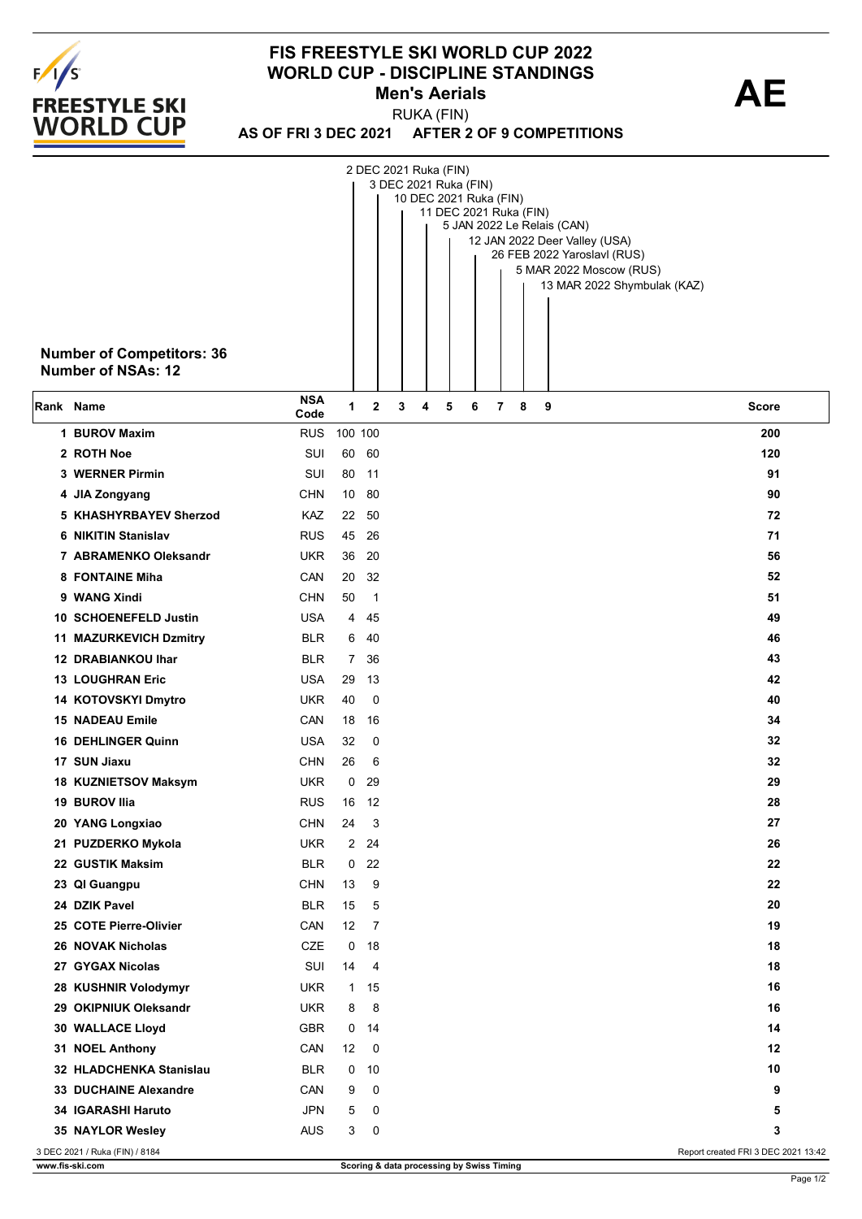# FIS FREESTYLE SKI WORLD CUP 2022
## WORLD CUP - DISCIPLINE STANDINGS
### Men's Aerials

**AE**

RUKA (FIN)

**AS OF FRI 3 DEC 2021 AFTER 2 OF 9 COMPETITIONS**

1. 2 DEC 2021 Ruka (FIN)
2. 3 DEC 2021 Ruka (FIN)
3. 10 DEC 2021 Ruka (FIN)
4. 11 DEC 2021 Ruka (FIN)
5. 5 JAN 2022 Le Relais (CAN)
6. 12 JAN 2022 Deer Valley (USA)
7. 26 FEB 2022 Yaroslavl (RUS)
8. 5 MAR 2022 Moscow (RUS)
9. 13 MAR 2022 Shymbulak (KAZ)

**Number of Competitors: 36**
**Number of NSAs: 12**

| Rank | Name | NSA Code | 1 | 2 | 3 | 4 | 5 | 6 | 7 | 8 | 9 | Score |
|---|---|---|---|---|---|---|---|---|---|---|---|---|
| 1 | BUROV Maxim | RUS | 100 | 100 | | | | | | | | 200 |
| 2 | ROTH Noe | SUI | 60 | 60 | | | | | | | | 120 |
| 3 | WERNER Pirmin | SUI | 80 | 11 | | | | | | | | 91 |
| 4 | JIA Zongyang | CHN | 10 | 80 | | | | | | | | 90 |
| 5 | KHASHYRBAYEV Sherzod | KAZ | 22 | 50 | | | | | | | | 72 |
| 6 | NIKITIN Stanislav | RUS | 45 | 26 | | | | | | | | 71 |
| 7 | ABRAMENKO Oleksandr | UKR | 36 | 20 | | | | | | | | 56 |
| 8 | FONTAINE Miha | CAN | 20 | 32 | | | | | | | | 52 |
| 9 | WANG Xindi | CHN | 50 | 1 | | | | | | | | 51 |
| 10 | SCHOENEFELD Justin | USA | 4 | 45 | | | | | | | | 49 |
| 11 | MAZURKEVICH Dzmitry | BLR | 6 | 40 | | | | | | | | 46 |
| 12 | DRABIANKOU Ihar | BLR | 7 | 36 | | | | | | | | 43 |
| 13 | LOUGHRAN Eric | USA | 29 | 13 | | | | | | | | 42 |
| 14 | KOTOVSKYI Dmytro | UKR | 40 | 0 | | | | | | | | 40 |
| 15 | NADEAU Emile | CAN | 18 | 16 | | | | | | | | 34 |
| 16 | DEHLINGER Quinn | USA | 32 | 0 | | | | | | | | 32 |
| 17 | SUN Jiaxu | CHN | 26 | 6 | | | | | | | | 32 |
| 18 | KUZNIETSOV Maksym | UKR | 0 | 29 | | | | | | | | 29 |
| 19 | BUROV Ilia | RUS | 16 | 12 | | | | | | | | 28 |
| 20 | YANG Longxiao | CHN | 24 | 3 | | | | | | | | 27 |
| 21 | PUZDERKO Mykola | UKR | 2 | 24 | | | | | | | | 26 |
| 22 | GUSTIK Maksim | BLR | 0 | 22 | | | | | | | | 22 |
| 23 | QI Guangpu | CHN | 13 | 9 | | | | | | | | 22 |
| 24 | DZIK Pavel | BLR | 15 | 5 | | | | | | | | 20 |
| 25 | COTE Pierre-Olivier | CAN | 12 | 7 | | | | | | | | 19 |
| 26 | NOVAK Nicholas | CZE | 0 | 18 | | | | | | | | 18 |
| 27 | GYGAX Nicolas | SUI | 14 | 4 | | | | | | | | 18 |
| 28 | KUSHNIR Volodymyr | UKR | 1 | 15 | | | | | | | | 16 |
| 29 | OKIPNIUK Oleksandr | UKR | 8 | 8 | | | | | | | | 16 |
| 30 | WALLACE Lloyd | GBR | 0 | 14 | | | | | | | | 14 |
| 31 | NOEL Anthony | CAN | 12 | 0 | | | | | | | | 12 |
| 32 | HLADCHENKA Stanislau | BLR | 0 | 10 | | | | | | | | 10 |
| 33 | DUCHAINE Alexandre | CAN | 9 | 0 | | | | | | | | 9 |
| 34 | IGARASHI Haruto | JPN | 5 | 0 | | | | | | | | 5 |
| 35 | NAYLOR Wesley | AUS | 3 | 0 | | | | | | | | 3 |

3 DEC 2021 / Ruka (FIN) / 8184

Report created FRI 3 DEC 2021 13:42

www.fis-ski.com

Scoring & data processing by Swiss Timing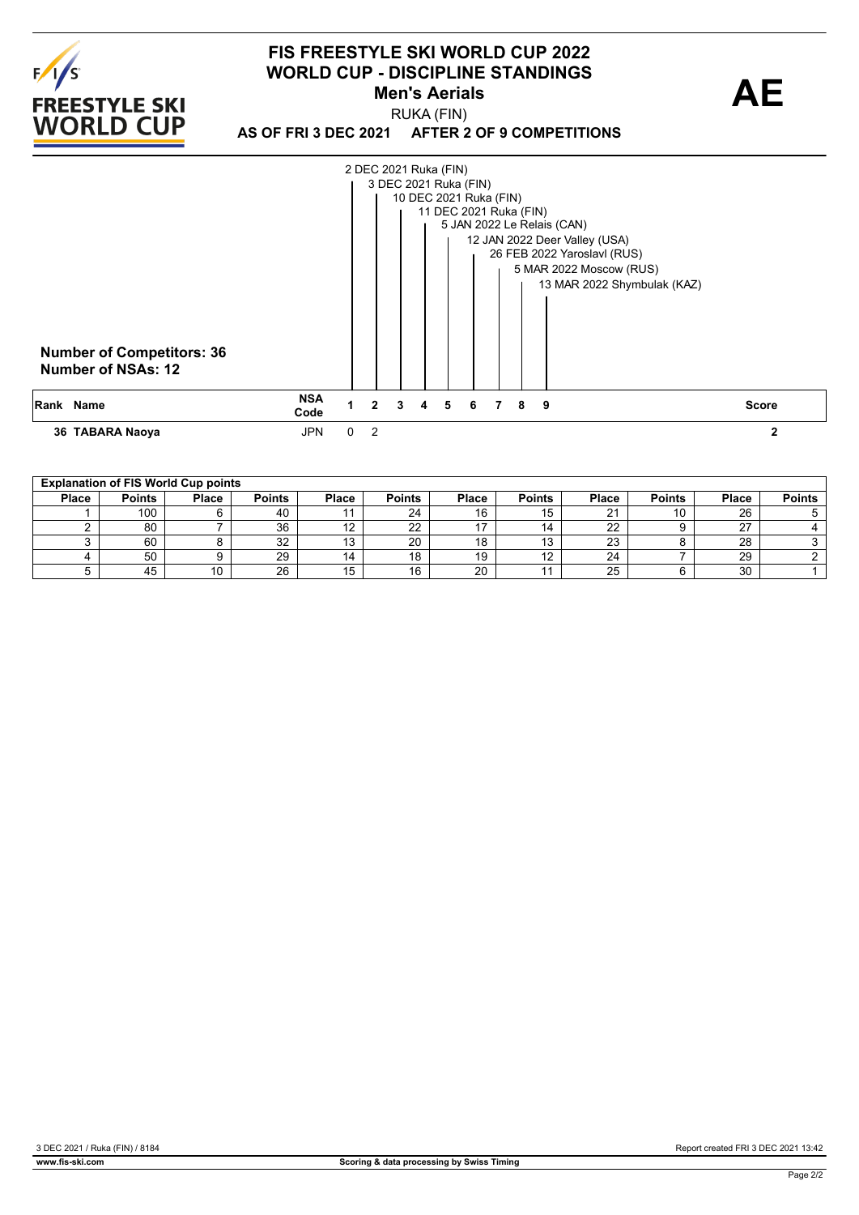# FIS FREESTYLE SKI WORLD CUP 2022
# WORLD CUP - DISCIPLINE STANDINGS
## Men's Aerials

**AE**

RUKA (FIN)

**AS OF FRI 3 DEC 2021 AFTER 2 OF 9 COMPETITIONS**

1. 2 DEC 2021 Ruka (FIN)
2. 3 DEC 2021 Ruka (FIN)
3. 10 DEC 2021 Ruka (FIN)
4. 11 DEC 2021 Ruka (FIN)
5. 5 JAN 2022 Le Relais (CAN)
6. 12 JAN 2022 Deer Valley (USA)
7. 26 FEB 2022 Yaroslavl (RUS)
8. 5 MAR 2022 Moscow (RUS)
9. 13 MAR 2022 Shymbulak (KAZ)

**Number of Competitors: 36**
**Number of NSAs: 12**

| Rank | Name | NSA Code | 1 | 2 | 3 | 4 | 5 | 6 | 7 | 8 | 9 | Score |
|---|---|---|---|---|---|---|---|---|---|---|---|---|
| 36 | TABARA Naoya | JPN | 0 | 2 | | | | | | | | 2 |

| Explanation of FIS World Cup points | | | | | | | | | | | |
|---|---|---|---|---|---|---|---|---|---|---|---|
| Place | Points | Place | Points | Place | Points | Place | Points | Place | Points | Place | Points |
| 1 | 100 | 6 | 40 | 11 | 24 | 16 | 15 | 21 | 10 | 26 | 5 |
| 2 | 80 | 7 | 36 | 12 | 22 | 17 | 14 | 22 | 9 | 27 | 4 |
| 3 | 60 | 8 | 32 | 13 | 20 | 18 | 13 | 23 | 8 | 28 | 3 |
| 4 | 50 | 9 | 29 | 14 | 18 | 19 | 12 | 24 | 7 | 29 | 2 |
| 5 | 45 | 10 | 26 | 15 | 16 | 20 | 11 | 25 | 6 | 30 | 1 |

3 DEC 2021 / Ruka (FIN) / 8184

Report created FRI 3 DEC 2021 13:42

www.fis-ski.com

Scoring & data processing by Swiss Timing